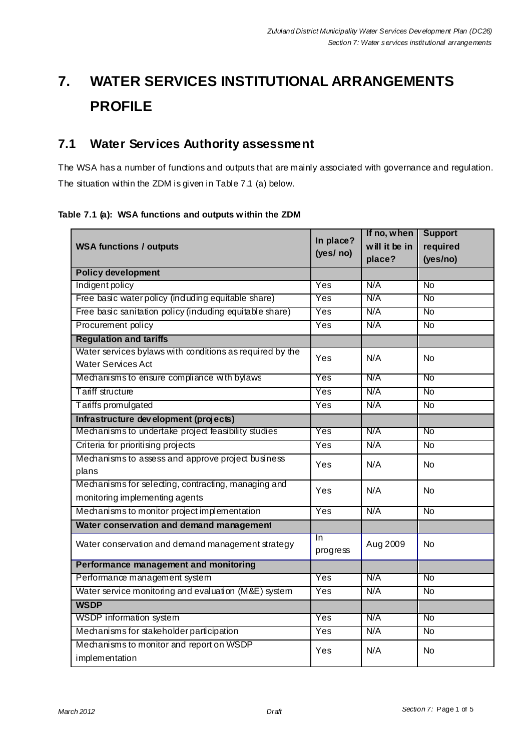# 7. WATER SERVICES INSTITUTIONAL ARRANGEMENTS PROFILE

## 7.1 Water Services Authority assessment

The WSA has a number of functions and outputs that are mainly associated with governance and regulation. The situation within the ZDM is given in Table 7.1 (a) below.

**Table 7.1 (a): WSA functions and outputs within the ZDM**

| WSA functions / outputs | In place? (yes/ no) | If no, when will it be in place? | Support required (yes/no) |
|---|---|---|---|
| **Policy development** | | | |
| Indigent policy | Yes | N/A | No |
| Free basic water policy (including equitable share) | Yes | N/A | No |
| Free basic sanitation policy (including equitable share) | Yes | N/A | No |
| Procurement policy | Yes | N/A | No |
| **Regulation and tariffs** | | | |
| Water services bylaws with conditions as required by the Water Services Act | Yes | N/A | No |
| Mechanisms to ensure compliance with bylaws | Yes | N/A | No |
| Tariff structure | Yes | N/A | No |
| Tariffs promulgated | Yes | N/A | No |
| **Infrastructure development (projects)** | | | |
| Mechanisms to undertake project feasibility studies | Yes | N/A | No |
| Criteria for prioritising projects | Yes | N/A | No |
| Mechanisms to assess and approve project business plans | Yes | N/A | No |
| Mechanisms for selecting, contracting, managing and monitoring implementing agents | Yes | N/A | No |
| Mechanisms to monitor project implementation | Yes | N/A | No |
| **Water conservation and demand management** | | | |
| Water conservation and demand management strategy | In progress | Aug 2009 | No |
| **Performance management and monitoring** | | | |
| Performance management system | Yes | N/A | No |
| Water service monitoring and evaluation (M&E) system | Yes | N/A | No |
| **WSDP** | | | |
| WSDP information system | Yes | N/A | No |
| Mechanisms for stakeholder participation | Yes | N/A | No |
| Mechanisms to monitor and report on WSDP implementation | Yes | N/A | No |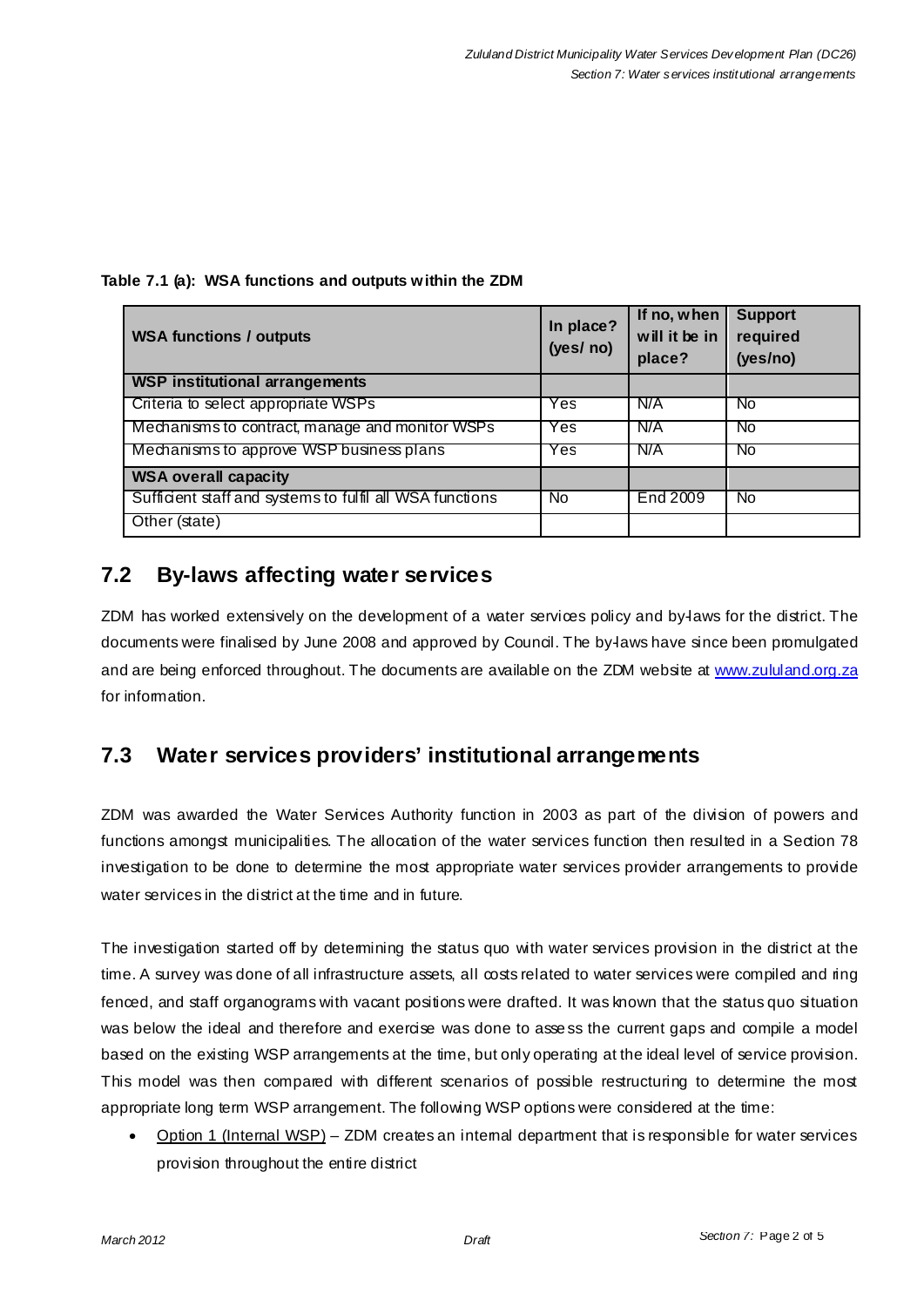**Table 7.1 (a): WSA functions and outputs within the ZDM**

| WSA functions / outputs | In place? (yes/ no) | If no, when will it be in place? | Support required (yes/no) |
|---|---|---|---|
| **WSP institutional arrangements** | | | |
| Criteria to select appropriate WSPs | Yes | N/A | No |
| Mechanisms to contract, manage and monitor WSPs | Yes | N/A | No |
| Mechanisms to approve WSP business plans | Yes | N/A | No |
| **WSA overall capacity** | | | |
| Sufficient staff and systems to fulfil all WSA functions | No | End 2009 | No |
| Other (state) | | | |

## 7.2 By-laws affecting water services

ZDM has worked extensively on the development of a water services policy and by-laws for the district. The documents were finalised by June 2008 and approved by Council. The by-laws have since been promulgated and are being enforced throughout. The documents are available on the ZDM website at www.zululand.org.za for information.

## 7.3 Water services providers' institutional arrangements

ZDM was awarded the Water Services Authority function in 2003 as part of the division of powers and functions amongst municipalities. The allocation of the water services function then resulted in a Section 78 investigation to be done to determine the most appropriate water services provider arrangements to provide water services in the district at the time and in future.

The investigation started off by determining the status quo with water services provision in the district at the time. A survey was done of all infrastructure assets, all costs related to water services were compiled and ring fenced, and staff organograms with vacant positions were drafted. It was known that the status quo situation was below the ideal and therefore and exercise was done to assess the current gaps and compile a model based on the existing WSP arrangements at the time, but only operating at the ideal level of service provision. This model was then compared with different scenarios of possible restructuring to determine the most appropriate long term WSP arrangement. The following WSP options were considered at the time:

- Option 1 (Internal WSP) – ZDM creates an internal department that is responsible for water services provision throughout the entire district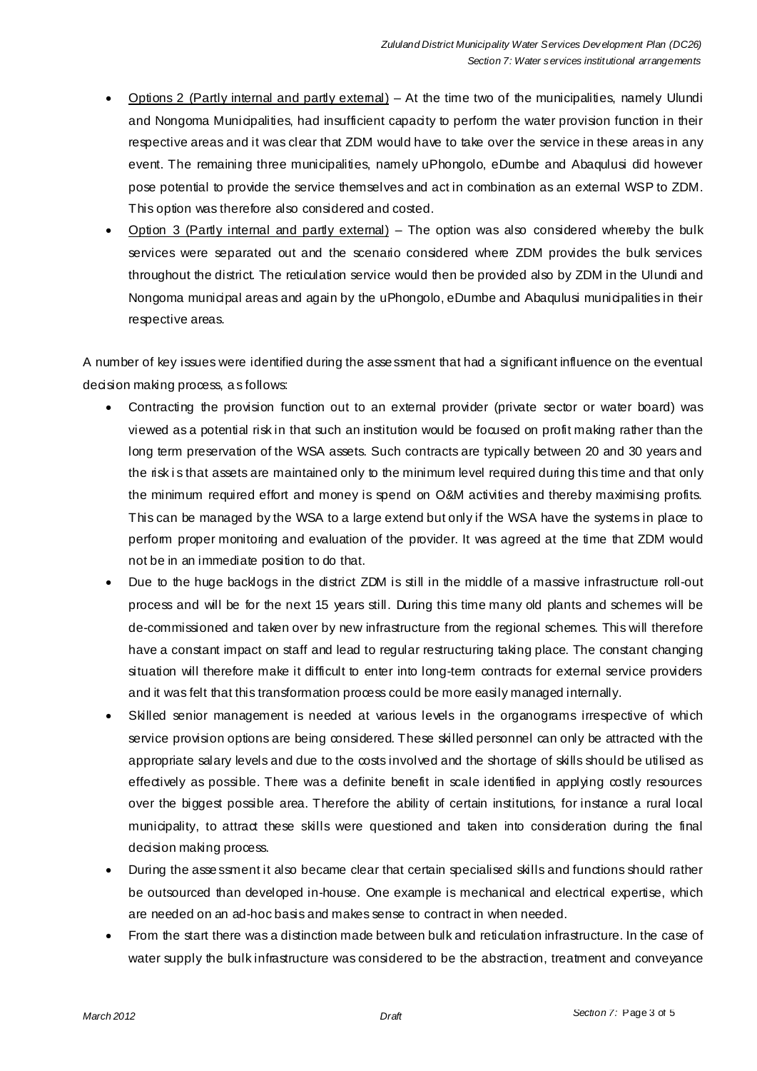- Options 2 (Partly internal and partly external) – At the time two of the municipalities, namely Ulundi and Nongoma Municipalities, had insufficient capacity to perform the water provision function in their respective areas and it was clear that ZDM would have to take over the service in these areas in any event. The remaining three municipalities, namely uPhongolo, eDumbe and Abaqulusi did however pose potential to provide the service themselves and act in combination as an external WSP to ZDM. This option was therefore also considered and costed.
- Option 3 (Partly internal and partly external) – The option was also considered whereby the bulk services were separated out and the scenario considered where ZDM provides the bulk services throughout the district. The reticulation service would then be provided also by ZDM in the Ulundi and Nongoma municipal areas and again by the uPhongolo, eDumbe and Abaqulusi municipalities in their respective areas.

A number of key issues were identified during the assessment that had a significant influence on the eventual decision making process, as follows:

- Contracting the provision function out to an external provider (private sector or water board) was viewed as a potential risk in that such an institution would be focused on profit making rather than the long term preservation of the WSA assets. Such contracts are typically between 20 and 30 years and the risk is that assets are maintained only to the minimum level required during this time and that only the minimum required effort and money is spend on O&M activities and thereby maximising profits. This can be managed by the WSA to a large extend but only if the WSA have the systems in place to perform proper monitoring and evaluation of the provider. It was agreed at the time that ZDM would not be in an immediate position to do that.
- Due to the huge backlogs in the district ZDM is still in the middle of a massive infrastructure roll-out process and will be for the next 15 years still. During this time many old plants and schemes will be de-commissioned and taken over by new infrastructure from the regional schemes. This will therefore have a constant impact on staff and lead to regular restructuring taking place. The constant changing situation will therefore make it difficult to enter into long-term contracts for external service providers and it was felt that this transformation process could be more easily managed internally.
- Skilled senior management is needed at various levels in the organograms irrespective of which service provision options are being considered. These skilled personnel can only be attracted with the appropriate salary levels and due to the costs involved and the shortage of skills should be utilised as effectively as possible. There was a definite benefit in scale identified in applying costly resources over the biggest possible area. Therefore the ability of certain institutions, for instance a rural local municipality, to attract these skills were questioned and taken into consideration during the final decision making process.
- During the assessment it also became clear that certain specialised skills and functions should rather be outsourced than developed in-house. One example is mechanical and electrical expertise, which are needed on an ad-hoc basis and makes sense to contract in when needed.
- From the start there was a distinction made between bulk and reticulation infrastructure. In the case of water supply the bulk infrastructure was considered to be the abstraction, treatment and conveyance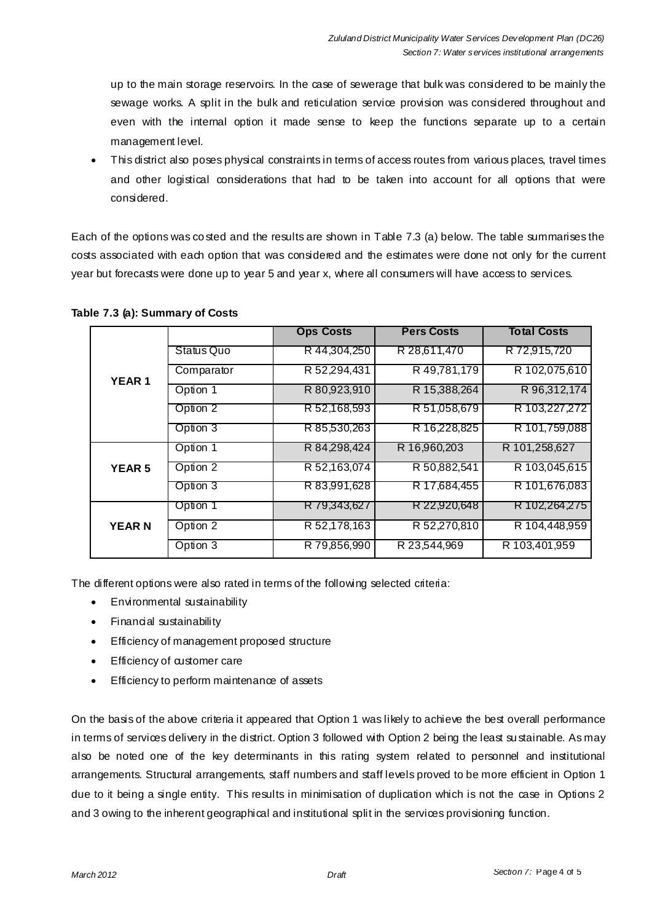up to the main storage reservoirs. In the case of sewerage that bulk was considered to be mainly the sewage works. A split in the bulk and reticulation service provision was considered throughout and even with the internal option it made sense to keep the functions separate up to a certain management level.

- This district also poses physical constraints in terms of access routes from various places, travel times and other logistical considerations that had to be taken into account for all options that were considered.

Each of the options was costed and the results are shown in Table 7.3 (a) below. The table summarises the costs associated with each option that was considered and the estimates were done not only for the current year but forecasts were done up to year 5 and year x, where all consumers will have access to services.

**Table 7.3 (a): Summary of Costs**

| | | Ops Costs | Pers Costs | Total Costs |
|---|---|---|---|---|
| **YEAR 1** | Status Quo | R 44,304,250 | R 28,611,470 | R 72,915,720 |
| | Comparator | R 52,294,431 | R 49,781,179 | R 102,075,610 |
| | Option 1 | R 80,923,910 | R 15,388,264 | R 96,312,174 |
| | Option 2 | R 52,168,593 | R 51,058,679 | R 103,227,272 |
| | Option 3 | R 85,530,263 | R 16,228,825 | R 101,759,088 |
| **YEAR 5** | Option 1 | R 84,298,424 | R 16,960,203 | R 101,258,627 |
| | Option 2 | R 52,163,074 | R 50,882,541 | R 103,045,615 |
| | Option 3 | R 83,991,628 | R 17,684,455 | R 101,676,083 |
| **YEAR N** | Option 1 | R 79,343,627 | R 22,920,648 | R 102,264,275 |
| | Option 2 | R 52,178,163 | R 52,270,810 | R 104,448,959 |
| | Option 3 | R 79,856,990 | R 23,544,969 | R 103,401,959 |

The different options were also rated in terms of the following selected criteria:

- Environmental sustainability
- Financial sustainability
- Efficiency of management proposed structure
- Efficiency of customer care
- Efficiency to perform maintenance of assets

On the basis of the above criteria it appeared that Option 1 was likely to achieve the best overall performance in terms of services delivery in the district. Option 3 followed with Option 2 being the least sustainable. As may also be noted one of the key determinants in this rating system related to personnel and institutional arrangements. Structural arrangements, staff numbers and staff levels proved to be more efficient in Option 1 due to it being a single entity. This results in minimisation of duplication which is not the case in Options 2 and 3 owing to the inherent geographical and institutional split in the services provisioning function.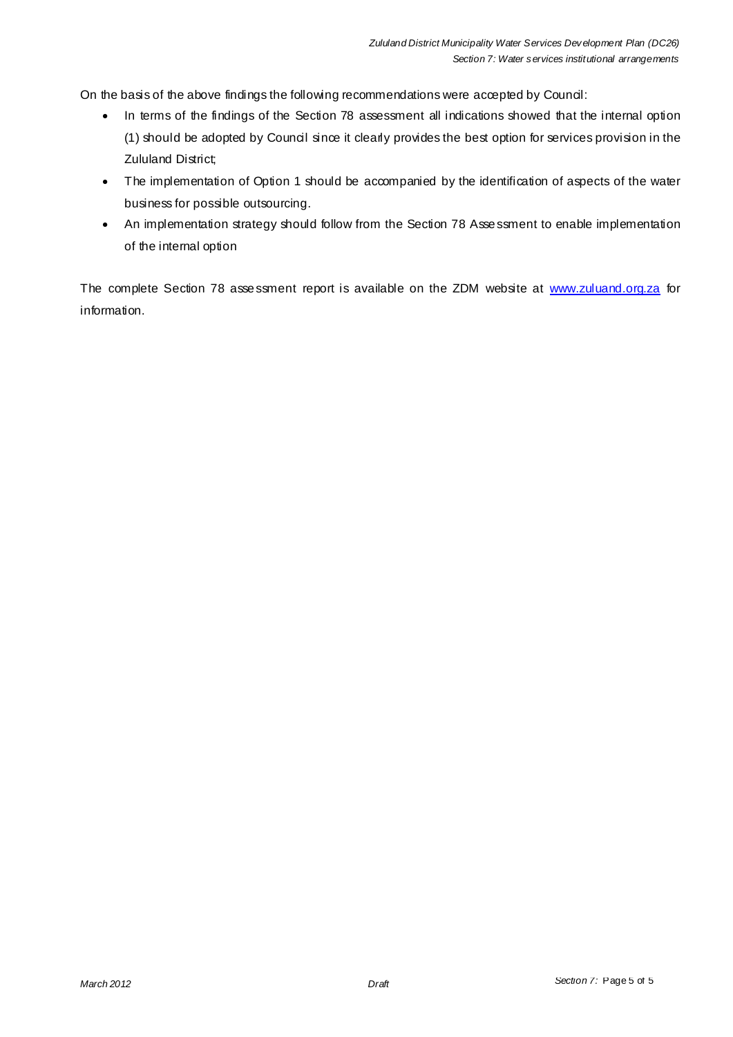On the basis of the above findings the following recommendations were accepted by Council:

- In terms of the findings of the Section 78 assessment all indications showed that the internal option (1) should be adopted by Council since it clearly provides the best option for services provision in the Zululand District;
- The implementation of Option 1 should be accompanied by the identification of aspects of the water business for possible outsourcing.
- An implementation strategy should follow from the Section 78 Assessment to enable implementation of the internal option

The complete Section 78 assessment report is available on the ZDM website at [www.zuluand.org.za](www.zuluand.org.za) for information.